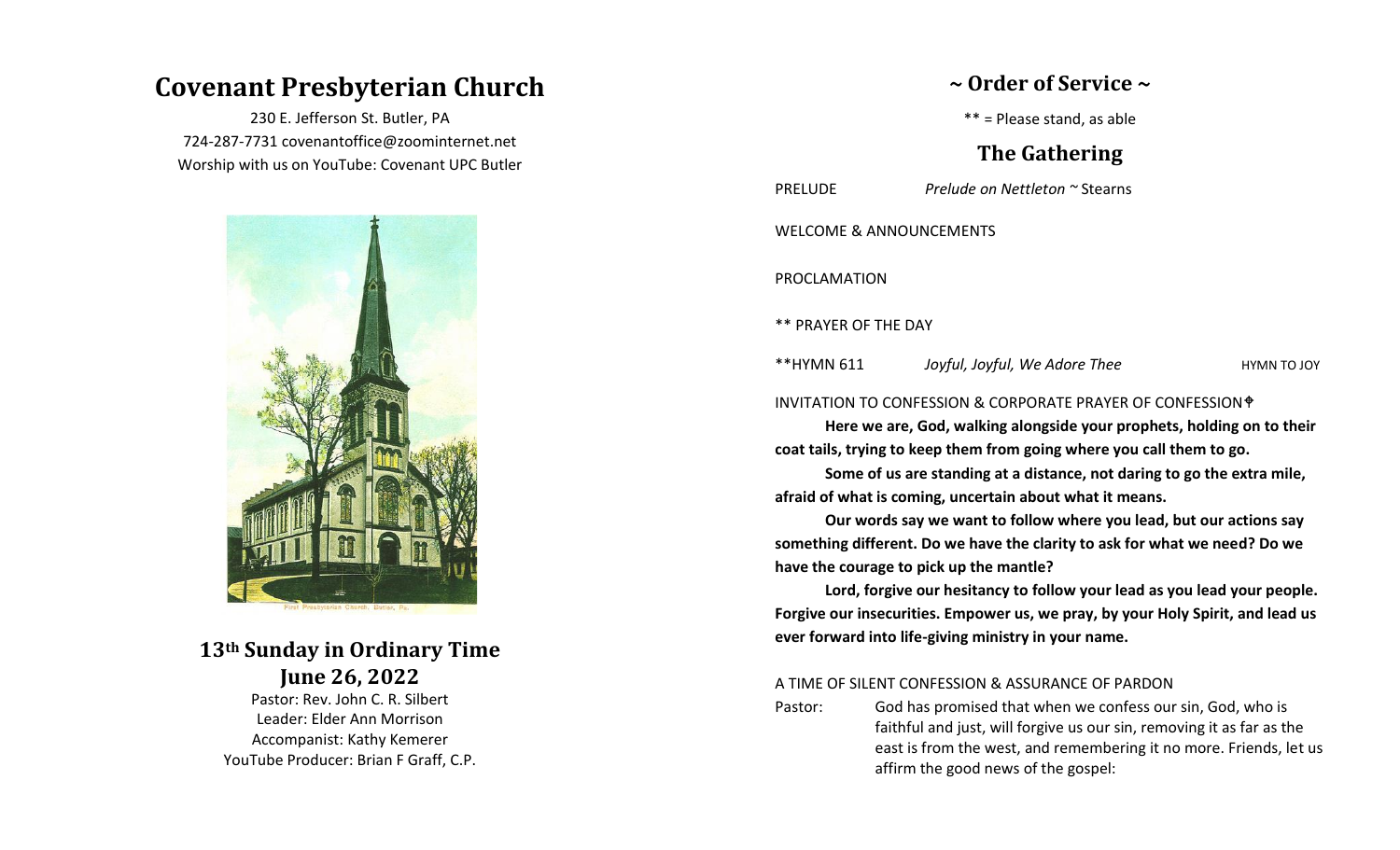# Covenant Presbyterian Church

230 E. Jefferson St. Butler, PA
724-287-7731 covenantoffice@zoominternet.net
Worship with us on YouTube: Covenant UPC Butler

First Presbyterian Church, Butler, Pa.

## 13th Sunday in Ordinary Time
## June 26, 2022

Pastor: Rev. John C. R. Silbert
Leader: Elder Ann Morrison
Accompanist: Kathy Kemerer
YouTube Producer: Brian F Graff, C.P.

# ~ Order of Service ~

** = Please stand, as able

## The Gathering

PRELUDE *Prelude on Nettleton* ~ Stearns

WELCOME & ANNOUNCEMENTS

PROCLAMATION

** PRAYER OF THE DAY

**HYMN 611 *Joyful, Joyful, We Adore Thee* HYMN TO JOY

INVITATION TO CONFESSION & CORPORATE PRAYER OF CONFESSION✠

**Here we are, God, walking alongside your prophets, holding on to their coat tails, trying to keep them from going where you call them to go.**

**Some of us are standing at a distance, not daring to go the extra mile, afraid of what is coming, uncertain about what it means.**

**Our words say we want to follow where you lead, but our actions say something different. Do we have the clarity to ask for what we need? Do we have the courage to pick up the mantle?**

**Lord, forgive our hesitancy to follow your lead as you lead your people. Forgive our insecurities. Empower us, we pray, by your Holy Spirit, and lead us ever forward into life-giving ministry in your name.**

A TIME OF SILENT CONFESSION & ASSURANCE OF PARDON

Pastor: God has promised that when we confess our sin, God, who is faithful and just, will forgive us our sin, removing it as far as the east is from the west, and remembering it no more. Friends, let us affirm the good news of the gospel: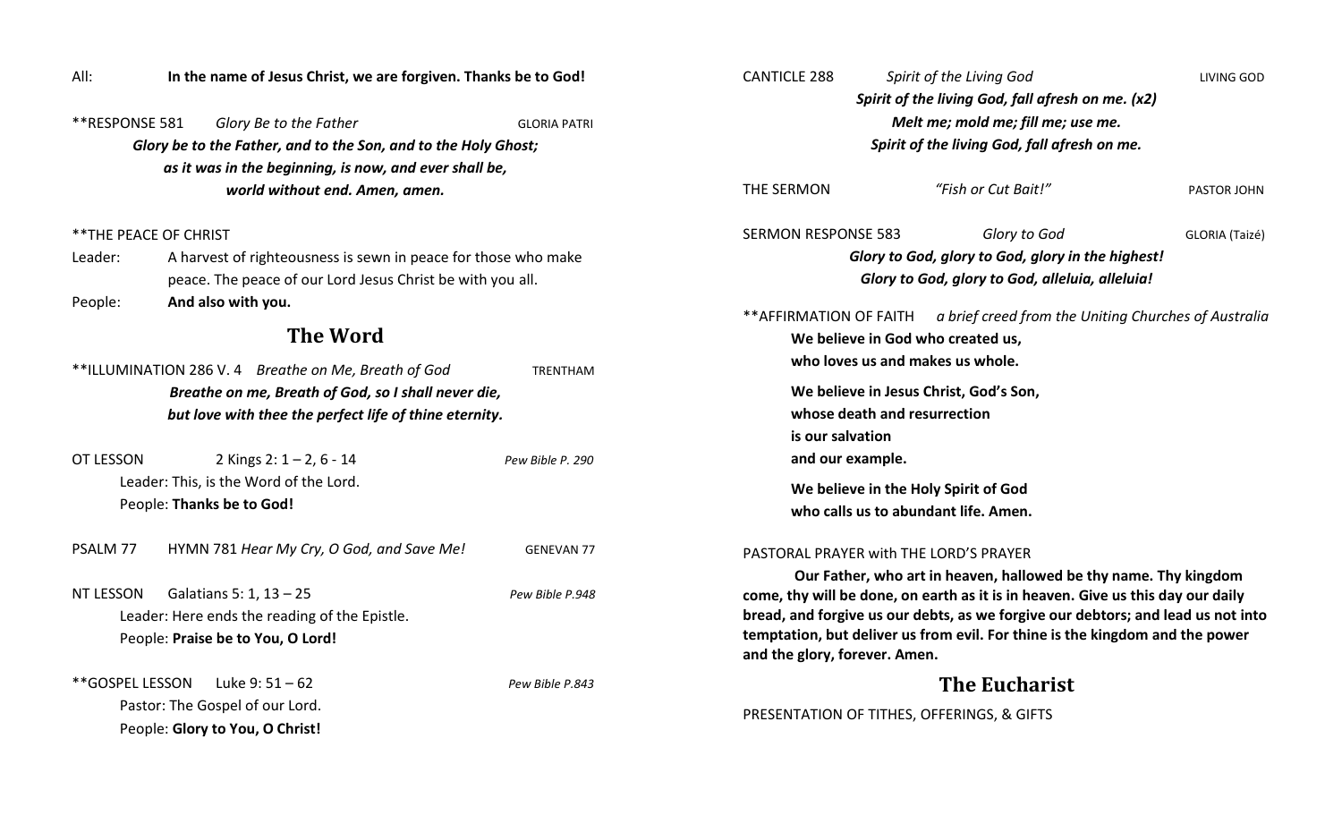All: **In the name of Jesus Christ, we are forgiven. Thanks be to God!**

**RESPONSE 581 *Glory Be to the Father* GLORIA PATRI

***Glory be to the Father, and to the Son, and to the Holy Ghost;***
***as it was in the beginning, is now, and ever shall be,***
***world without end. Amen, amen.***

**THE PEACE OF CHRIST

Leader: A harvest of righteousness is sewn in peace for those who make peace. The peace of our Lord Jesus Christ be with you all.

People: **And also with you.**

## The Word

**ILLUMINATION 286 V. 4 *Breathe on Me, Breath of God* TRENTHAM

***Breathe on me, Breath of God, so I shall never die,***
***but love with thee the perfect life of thine eternity.***

OT LESSON 2 Kings 2: 1 – 2, 6 - 14 *Pew Bible P. 290*

Leader: This, is the Word of the Lord.
People: **Thanks be to God!**

PSALM 77 HYMN 781 *Hear My Cry, O God, and Save Me!* GENEVAN 77

NT LESSON Galatians 5: 1, 13 – 25 *Pew Bible P.948*

Leader: Here ends the reading of the Epistle.
People: **Praise be to You, O Lord!**

**GOSPEL LESSON Luke 9: 51 – 62 *Pew Bible P.843*

Pastor: The Gospel of our Lord.
People: **Glory to You, O Christ!**

CANTICLE 288 *Spirit of the Living God* LIVING GOD

***Spirit of the living God, fall afresh on me. (x2)***
***Melt me; mold me; fill me; use me.***
***Spirit of the living God, fall afresh on me.***

THE SERMON *"Fish or Cut Bait!"* PASTOR JOHN

SERMON RESPONSE 583 *Glory to God* GLORIA (Taizé)

***Glory to God, glory to God, glory in the highest!***
***Glory to God, glory to God, alleluia, alleluia!***

**AFFIRMATION OF FAITH *a brief creed from the Uniting Churches of Australia*

**We believe in God who created us,**
**who loves us and makes us whole.**

**We believe in Jesus Christ, God's Son,**
**whose death and resurrection**
**is our salvation**
**and our example.**

**We believe in the Holy Spirit of God**
**who calls us to abundant life. Amen.**

PASTORAL PRAYER with THE LORD'S PRAYER

**Our Father, who art in heaven, hallowed be thy name. Thy kingdom come, thy will be done, on earth as it is in heaven. Give us this day our daily bread, and forgive us our debts, as we forgive our debtors; and lead us not into temptation, but deliver us from evil. For thine is the kingdom and the power and the glory, forever. Amen.**

## The Eucharist

PRESENTATION OF TITHES, OFFERINGS, & GIFTS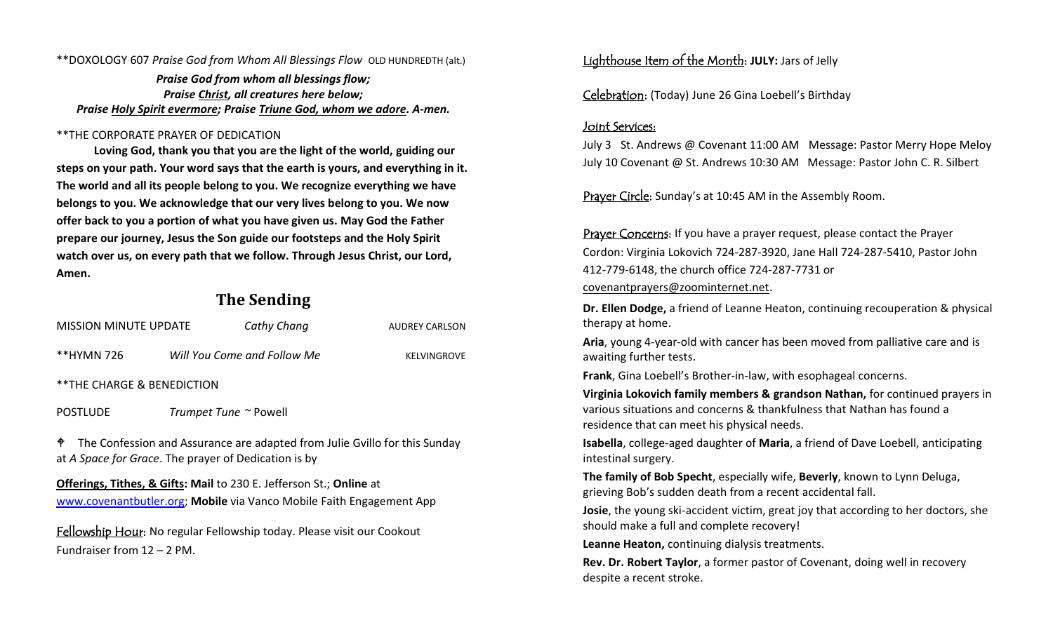**DOXOLOGY 607 *Praise God from Whom All Blessings Flow* OLD HUNDREDTH (alt.)

***Praise God from whom all blessings flow;***
***Praise Christ, all creatures here below;***
***Praise Holy Spirit evermore; Praise Triune God, whom we adore. A-men.***

**THE CORPORATE PRAYER OF DEDICATION

**Loving God, thank you that you are the light of the world, guiding our steps on your path. Your word says that the earth is yours, and everything in it. The world and all its people belong to you. We recognize everything we have belongs to you. We acknowledge that our very lives belong to you. We now offer back to you a portion of what you have given us. May God the Father prepare our journey, Jesus the Son guide our footsteps and the Holy Spirit watch over us, on every path that we follow. Through Jesus Christ, our Lord, Amen.**

## The Sending

MISSION MINUTE UPDATE *Cathy Chang* AUDREY CARLSON

**HYMN 726 *Will You Come and Follow Me* KELVINGROVE

**THE CHARGE & BENEDICTION

POSTLUDE *Trumpet Tune* ~ Powell

♰ The Confession and Assurance are adapted from Julie Gvillo for this Sunday at *A Space for Grace*. The prayer of Dedication is by

**Offerings, Tithes, & Gifts:** **Mail** to 230 E. Jefferson St.; **Online** at www.covenantbutler.org; **Mobile** via Vanco Mobile Faith Engagement App

Fellowship Hour: No regular Fellowship today. Please visit our Cookout Fundraiser from 12 – 2 PM.

Lighthouse Item of the Month: **JULY:** Jars of Jelly

Celebration: (Today) June 26 Gina Loebell's Birthday

Joint Services:

July 3 St. Andrews @ Covenant 11:00 AM Message: Pastor Merry Hope Meloy
July 10 Covenant @ St. Andrews 10:30 AM Message: Pastor John C. R. Silbert

Prayer Circle: Sunday's at 10:45 AM in the Assembly Room.

Prayer Concerns: If you have a prayer request, please contact the Prayer Cordon: Virginia Lokovich 724-287-3920, Jane Hall 724-287-5410, Pastor John 412-779-6148, the church office 724-287-7731 or covenantprayers@zoominternet.net.

**Dr. Ellen Dodge,** a friend of Leanne Heaton, continuing recouperation & physical therapy at home.

**Aria**, young 4-year-old with cancer has been moved from palliative care and is awaiting further tests.

**Frank**, Gina Loebell's Brother-in-law, with esophageal concerns.

**Virginia Lokovich family members & grandson Nathan,** for continued prayers in various situations and concerns & thankfulness that Nathan has found a residence that can meet his physical needs.

**Isabella**, college-aged daughter of **Maria**, a friend of Dave Loebell, anticipating intestinal surgery.

**The family of Bob Specht**, especially wife, **Beverly**, known to Lynn Deluga, grieving Bob's sudden death from a recent accidental fall.

**Josie**, the young ski-accident victim, great joy that according to her doctors, she should make a full and complete recovery!

**Leanne Heaton,** continuing dialysis treatments.

**Rev. Dr. Robert Taylor**, a former pastor of Covenant, doing well in recovery despite a recent stroke.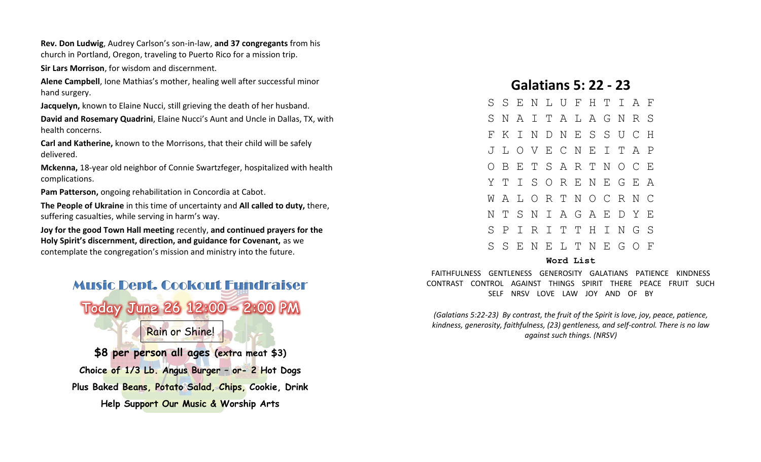**Rev. Don Ludwig**, Audrey Carlson's son-in-law, **and 37 congregants** from his church in Portland, Oregon, traveling to Puerto Rico for a mission trip.

**Sir Lars Morrison**, for wisdom and discernment.

**Alene Campbell**, Ione Mathias's mother, healing well after successful minor hand surgery.

**Jacquelyn,** known to Elaine Nucci, still grieving the death of her husband.

**David and Rosemary Quadrini**, Elaine Nucci's Aunt and Uncle in Dallas, TX, with health concerns.

**Carl and Katherine,** known to the Morrisons, that their child will be safely delivered.

**Mckenna,** 18-year old neighbor of Connie Swartzfeger, hospitalized with health complications.

**Pam Patterson,** ongoing rehabilitation in Concordia at Cabot.

**The People of Ukraine** in this time of uncertainty and **All called to duty,** there, suffering casualties, while serving in harm's way.

**Joy for the good Town Hall meeting** recently, **and continued prayers for the Holy Spirit's discernment, direction, and guidance for Covenant,** as we contemplate the congregation's mission and ministry into the future.

## Music Dept. Cookout Fundraiser

## Today June 26 12:00 – 2:00 PM

Rain or Shine!

**$8 per person all ages (extra meat $3)**

**Choice of 1/3 Lb. Angus Burger – or- 2 Hot Dogs**

**Plus Baked Beans, Potato Salad, Chips, Cookie, Drink**

**Help Support Our Music & Worship Arts**

## Galatians 5: 22 - 23

```
S S E N L U F H T I A F
S N A I T A L A G N R S
F K I N D N E S S U C H
J L O V E C N E I T A P
O B E T S A R T N O C E
Y T I S O R E N E G E A
W A L O R T N O C R N C
N T S N I A G A E D Y E
S P I R I T T H I N G S
S S E N E L T N E G O F
```

**Word List**

FAITHFULNESS GENTLENESS GENEROSITY GALATIANS PATIENCE KINDNESS CONTRAST CONTROL AGAINST THINGS SPIRIT THERE PEACE FRUIT SUCH SELF NRSV LOVE LAW JOY AND OF BY

*(Galatians 5:22-23) By contrast, the fruit of the Spirit is love, joy, peace, patience, kindness, generosity, faithfulness, (23) gentleness, and self-control. There is no law against such things. (NRSV)*